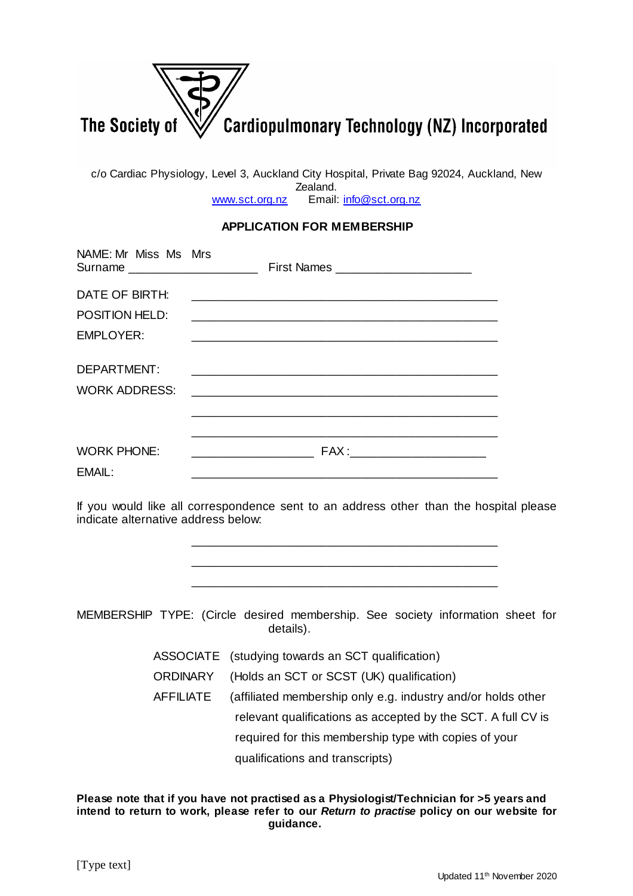# The Society of Cardiopulmonary Technology (NZ) Incorporated

c/o Cardiac Physiology, Level 3, Auckland City Hospital, Private Bag 92024, Auckland, New Zealand.
www.sct.org.nz     Email: info@sct.org.nz

## APPLICATION FOR MEMBERSHIP

NAME: Mr Miss Ms Mrs
Surname ____________________ First Names ____________________

DATE OF BIRTH: ____________________________________________

POSITION HELD: ____________________________________________

EMPLOYER: ____________________________________________

DEPARTMENT: ____________________________________________

WORK ADDRESS: ____________________________________________

____________________________________________

____________________________________________

WORK PHONE: __________________ FAX:____________________

EMAIL: ____________________________________________

If you would like all correspondence sent to an address other than the hospital please indicate alternative address below:

____________________________________________

____________________________________________

____________________________________________

MEMBERSHIP TYPE: (Circle desired membership. See society information sheet for details).

- ASSOCIATE (studying towards an SCT qualification)
- ORDINARY (Holds an SCT or SCST (UK) qualification)
- AFFILIATE (affiliated membership only e.g. industry and/or holds other relevant qualifications as accepted by the SCT. A full CV is required for this membership type with copies of your qualifications and transcripts)

**Please note that if you have not practised as a Physiologist/Technician for >5 years and intend to return to work, please refer to our *Return to practise* policy on our website for guidance.**

[Type text]

Updated 11th November 2020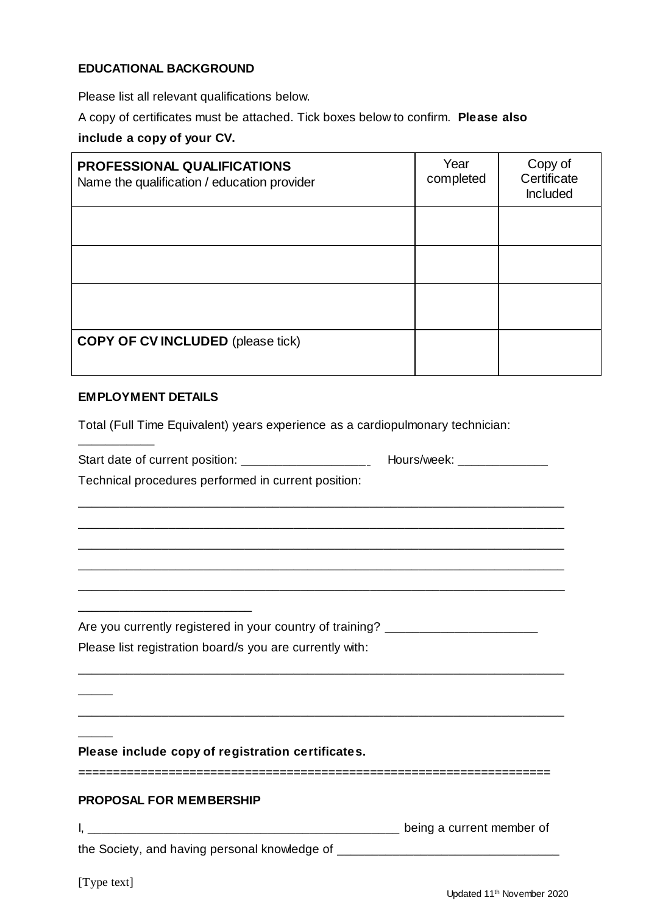**EDUCATIONAL BACKGROUND**

Please list all relevant qualifications below.

A copy of certificates must be attached. Tick boxes below to confirm. **Please also include a copy of your CV.**

| **PROFESSIONAL QUALIFICATIONS** Name the qualification / education provider | Year completed | Copy of Certificate Included |
|---|---|---|
| | | |
| | | |
| | | |
| **COPY OF CV INCLUDED** (please tick) | | |

**EMPLOYMENT DETAILS**

Total (Full Time Equivalent) years experience as a cardiopulmonary technician: ___________

Start date of current position: ___________________ Hours/week: _____________

Technical procedures performed in current position:

__________________________________________________________________________
__________________________________________________________________________
__________________________________________________________________________
__________________________________________________________________________
__________________________________________________________________________
__________________________

Are you currently registered in your country of training? ______________________

Please list registration board/s you are currently with:

__________________________________________________________________________
_____
__________________________________________________________________________
_____

**Please include copy of registration certificates.**

==================================================================

**PROPOSAL FOR MEMBERSHIP**

I, _______________________________________________ being a current member of the Society, and having personal knowledge of _______________________________

[Type text]

Updated 11th November 2020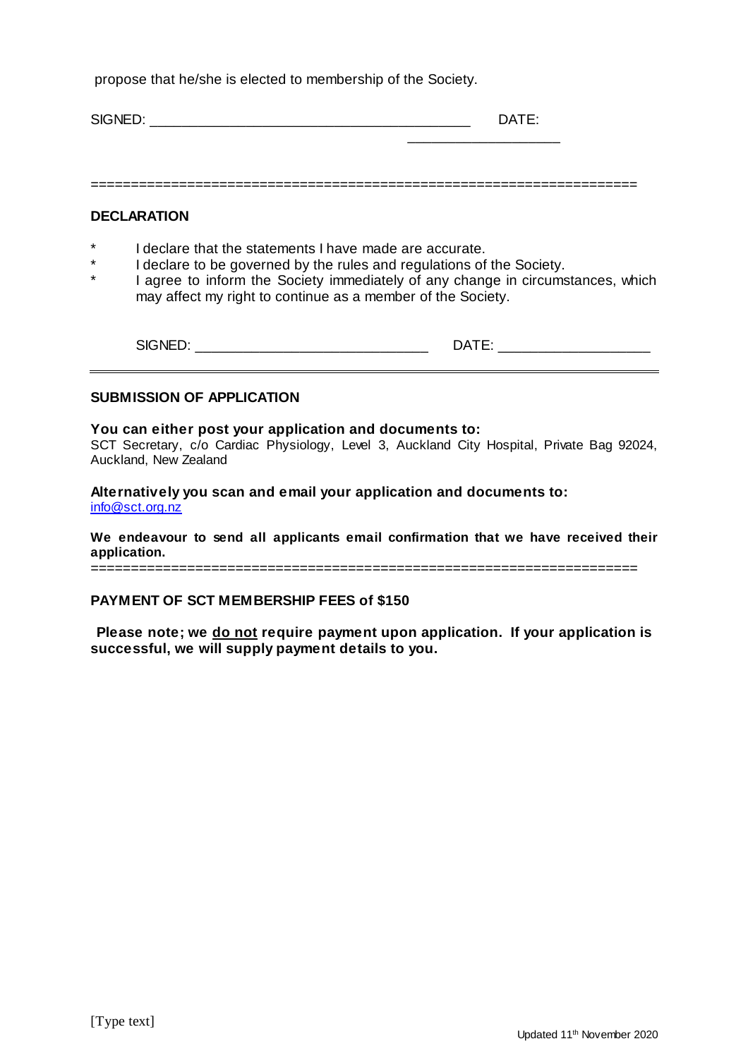propose that he/she is elected to membership of the Society.

SIGNED: ________________________________________ DATE: ____________________

==================================================================

**DECLARATION**

* I declare that the statements I have made are accurate.
* I declare to be governed by the rules and regulations of the Society.
* I agree to inform the Society immediately of any change in circumstances, which may affect my right to continue as a member of the Society.

SIGNED: ______________________________ DATE: ____________________

---

**SUBMISSION OF APPLICATION**

**You can either post your application and documents to:**
SCT Secretary, c/o Cardiac Physiology, Level 3, Auckland City Hospital, Private Bag 92024, Auckland, New Zealand

**Alternatively you scan and email your application and documents to:**
info@sct.org.nz

**We endeavour to send all applicants email confirmation that we have received their application.**

==================================================================

**PAYMENT OF SCT MEMBERSHIP FEES of $150**

**Please note; we <u>do not</u> require payment upon application. If your application is successful, we will supply payment details to you.**

[Type text]

Updated 11th November 2020